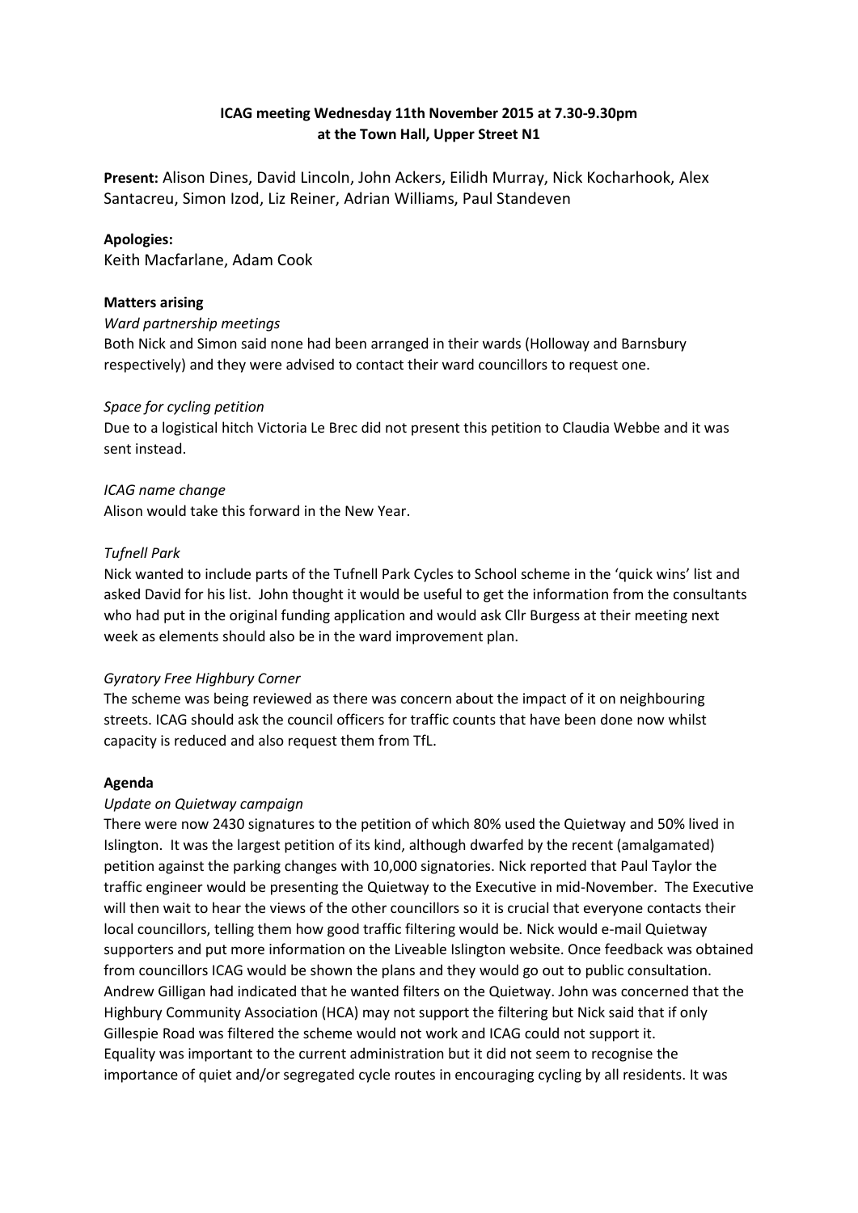**ICAG meeting Wednesday 11th November 2015 at 7.30-9.30pm at the Town Hall, Upper Street N1**

**Present:** Alison Dines, David Lincoln, John Ackers, Eilidh Murray, Nick Kocharhook, Alex Santacreu, Simon Izod, Liz Reiner, Adrian Williams, Paul Standeven

**Apologies:**
Keith Macfarlane, Adam Cook

**Matters arising**

*Ward partnership meetings*
Both Nick and Simon said none had been arranged in their wards (Holloway and Barnsbury respectively) and they were advised to contact their ward councillors to request one.

*Space for cycling petition*
Due to a logistical hitch Victoria Le Brec did not present this petition to Claudia Webbe and it was sent instead.

*ICAG name change*
Alison would take this forward in the New Year.

*Tufnell Park*
Nick wanted to include parts of the Tufnell Park Cycles to School scheme in the 'quick wins' list and asked David for his list. John thought it would be useful to get the information from the consultants who had put in the original funding application and would ask Cllr Burgess at their meeting next week as elements should also be in the ward improvement plan.

*Gyratory Free Highbury Corner*
The scheme was being reviewed as there was concern about the impact of it on neighbouring streets. ICAG should ask the council officers for traffic counts that have been done now whilst capacity is reduced and also request them from TfL.

**Agenda**

*Update on Quietway campaign*
There were now 2430 signatures to the petition of which 80% used the Quietway and 50% lived in Islington. It was the largest petition of its kind, although dwarfed by the recent (amalgamated) petition against the parking changes with 10,000 signatories. Nick reported that Paul Taylor the traffic engineer would be presenting the Quietway to the Executive in mid-November. The Executive will then wait to hear the views of the other councillors so it is crucial that everyone contacts their local councillors, telling them how good traffic filtering would be. Nick would e-mail Quietway supporters and put more information on the Liveable Islington website. Once feedback was obtained from councillors ICAG would be shown the plans and they would go out to public consultation. Andrew Gilligan had indicated that he wanted filters on the Quietway. John was concerned that the Highbury Community Association (HCA) may not support the filtering but Nick said that if only Gillespie Road was filtered the scheme would not work and ICAG could not support it.
Equality was important to the current administration but it did not seem to recognise the importance of quiet and/or segregated cycle routes in encouraging cycling by all residents. It was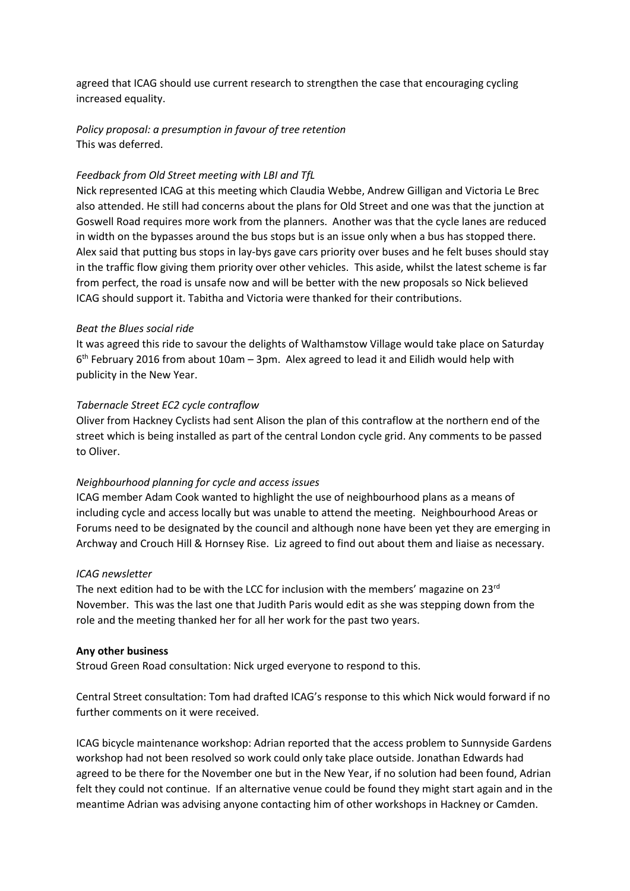agreed that ICAG should use current research to strengthen the case that encouraging cycling increased equality.

*Policy proposal: a presumption in favour of tree retention*
This was deferred.

*Feedback from Old Street meeting with LBI and TfL*
Nick represented ICAG at this meeting which Claudia Webbe, Andrew Gilligan and Victoria Le Brec also attended. He still had concerns about the plans for Old Street and one was that the junction at Goswell Road requires more work from the planners. Another was that the cycle lanes are reduced in width on the bypasses around the bus stops but is an issue only when a bus has stopped there. Alex said that putting bus stops in lay-bys gave cars priority over buses and he felt buses should stay in the traffic flow giving them priority over other vehicles. This aside, whilst the latest scheme is far from perfect, the road is unsafe now and will be better with the new proposals so Nick believed ICAG should support it. Tabitha and Victoria were thanked for their contributions.

*Beat the Blues social ride*
It was agreed this ride to savour the delights of Walthamstow Village would take place on Saturday 6th February 2016 from about 10am – 3pm. Alex agreed to lead it and Eilidh would help with publicity in the New Year.

*Tabernacle Street EC2 cycle contraflow*
Oliver from Hackney Cyclists had sent Alison the plan of this contraflow at the northern end of the street which is being installed as part of the central London cycle grid. Any comments to be passed to Oliver.

*Neighbourhood planning for cycle and access issues*
ICAG member Adam Cook wanted to highlight the use of neighbourhood plans as a means of including cycle and access locally but was unable to attend the meeting. Neighbourhood Areas or Forums need to be designated by the council and although none have been yet they are emerging in Archway and Crouch Hill & Hornsey Rise. Liz agreed to find out about them and liaise as necessary.

*ICAG newsletter*
The next edition had to be with the LCC for inclusion with the members' magazine on 23rd November. This was the last one that Judith Paris would edit as she was stepping down from the role and the meeting thanked her for all her work for the past two years.

**Any other business**

Stroud Green Road consultation: Nick urged everyone to respond to this.

Central Street consultation: Tom had drafted ICAG's response to this which Nick would forward if no further comments on it were received.

ICAG bicycle maintenance workshop: Adrian reported that the access problem to Sunnyside Gardens workshop had not been resolved so work could only take place outside. Jonathan Edwards had agreed to be there for the November one but in the New Year, if no solution had been found, Adrian felt they could not continue. If an alternative venue could be found they might start again and in the meantime Adrian was advising anyone contacting him of other workshops in Hackney or Camden.